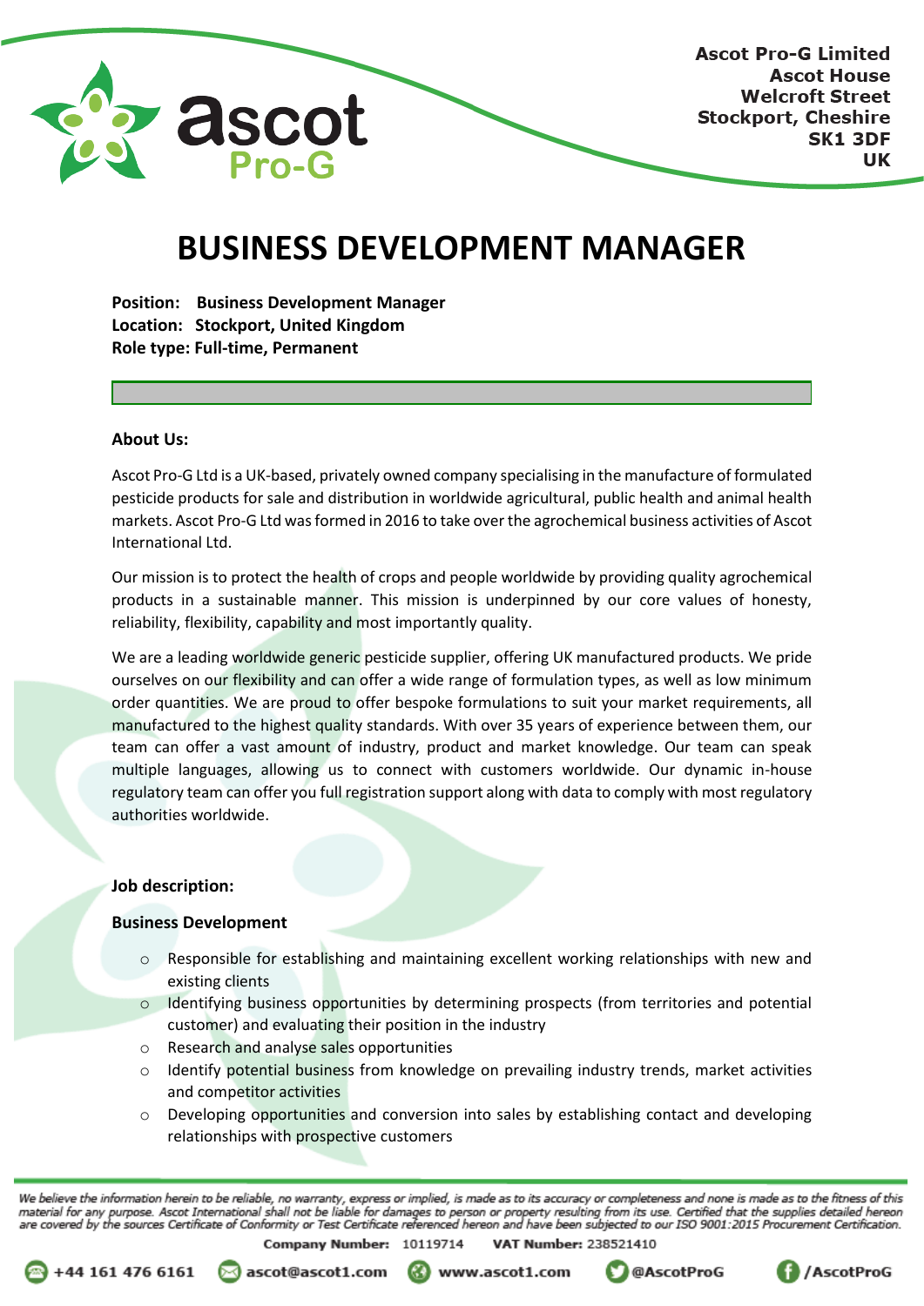Ascot Pro-G Limited
Ascot House
Welcroft Street
Stockport, Cheshire
SK1 3DF
UK

# BUSINESS DEVELOPMENT MANAGER

**Position: Business Development Manager**
**Location: Stockport, United Kingdom**
**Role type: Full-time, Permanent**

**About Us:**

Ascot Pro-G Ltd is a UK-based, privately owned company specialising in the manufacture of formulated pesticide products for sale and distribution in worldwide agricultural, public health and animal health markets. Ascot Pro-G Ltd was formed in 2016 to take over the agrochemical business activities of Ascot International Ltd.

Our mission is to protect the health of crops and people worldwide by providing quality agrochemical products in a sustainable manner. This mission is underpinned by our core values of honesty, reliability, flexibility, capability and most importantly quality.

We are a leading worldwide generic pesticide supplier, offering UK manufactured products. We pride ourselves on our flexibility and can offer a wide range of formulation types, as well as low minimum order quantities. We are proud to offer bespoke formulations to suit your market requirements, all manufactured to the highest quality standards. With over 35 years of experience between them, our team can offer a vast amount of industry, product and market knowledge. Our team can speak multiple languages, allowing us to connect with customers worldwide. Our dynamic in-house regulatory team can offer you full registration support along with data to comply with most regulatory authorities worldwide.

**Job description:**

**Business Development**

- Responsible for establishing and maintaining excellent working relationships with new and existing clients
- Identifying business opportunities by determining prospects (from territories and potential customer) and evaluating their position in the industry
- Research and analyse sales opportunities
- Identify potential business from knowledge on prevailing industry trends, market activities and competitor activities
- Developing opportunities and conversion into sales by establishing contact and developing relationships with prospective customers

*We believe the information herein to be reliable, no warranty, express or implied, is made as to its accuracy or completeness and none is made as to the fitness of this material for any purpose. Ascot International shall not be liable for damages to person or property resulting from its use. Certified that the supplies detailed hereon are covered by the sources Certificate of Conformity or Test Certificate referenced hereon and have been subjected to our ISO 9001:2015 Procurement Certification.*

**Company Number:** 10119714 **VAT Number:** 238521410

+44 161 476 6161 | ascot@ascot1.com | www.ascot1.com | @AscotProG | /AscotProG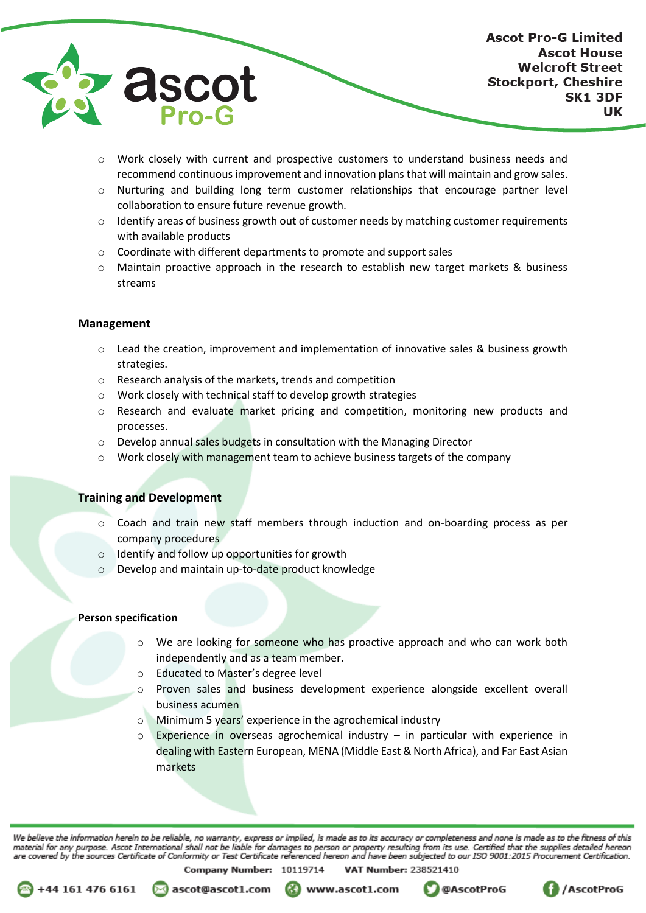- Work closely with current and prospective customers to understand business needs and recommend continuous improvement and innovation plans that will maintain and grow sales.
- Nurturing and building long term customer relationships that encourage partner level collaboration to ensure future revenue growth.
- Identify areas of business growth out of customer needs by matching customer requirements with available products
- Coordinate with different departments to promote and support sales
- Maintain proactive approach in the research to establish new target markets & business streams

**Management**

- Lead the creation, improvement and implementation of innovative sales & business growth strategies.
- Research analysis of the markets, trends and competition
- Work closely with technical staff to develop growth strategies
- Research and evaluate market pricing and competition, monitoring new products and processes.
- Develop annual sales budgets in consultation with the Managing Director
- Work closely with management team to achieve business targets of the company

**Training and Development**

- Coach and train new staff members through induction and on-boarding process as per company procedures
- Identify and follow up opportunities for growth
- Develop and maintain up-to-date product knowledge

**Person specification**

- We are looking for someone who has proactive approach and who can work both independently and as a team member.
- Educated to Master's degree level
- Proven sales and business development experience alongside excellent overall business acumen
- Minimum 5 years' experience in the agrochemical industry
- Experience in overseas agrochemical industry – in particular with experience in dealing with Eastern European, MENA (Middle East & North Africa), and Far East Asian markets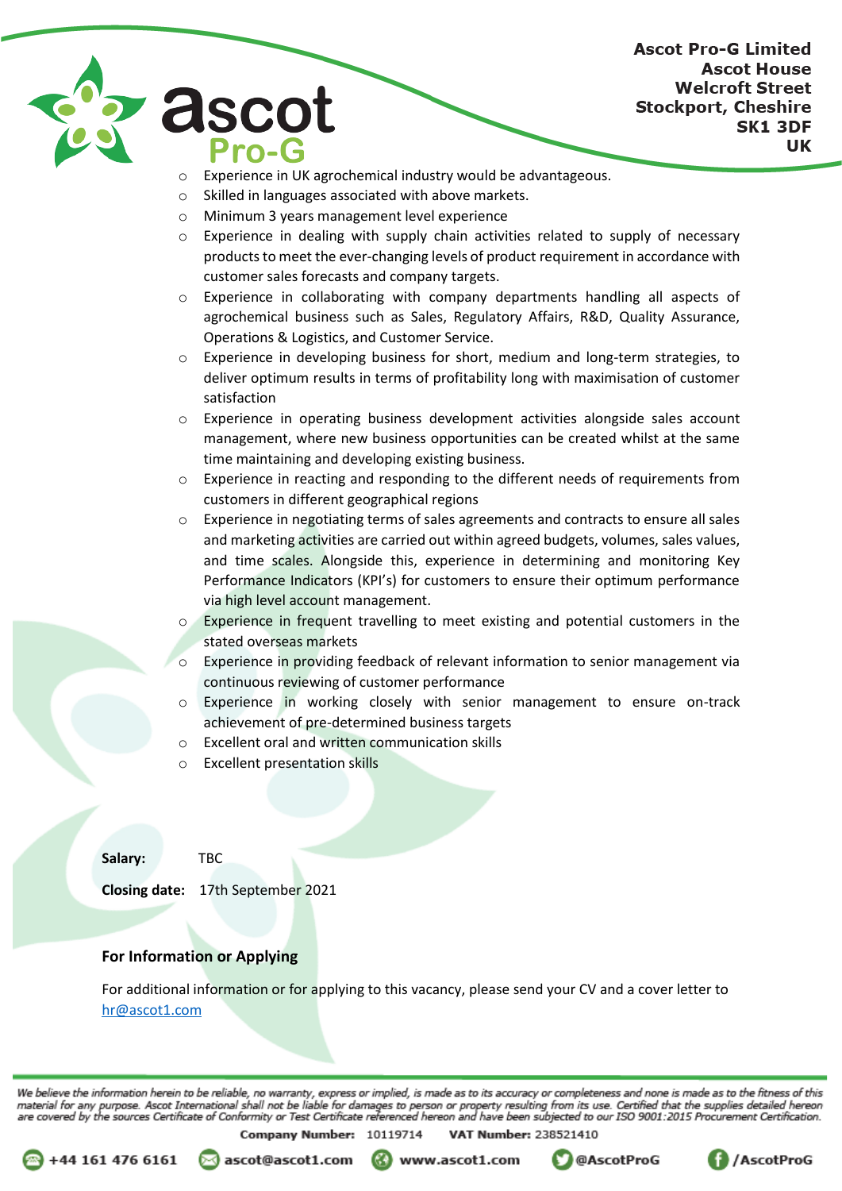- Experience in UK agrochemical industry would be advantageous.
- Skilled in languages associated with above markets.
- Minimum 3 years management level experience
- Experience in dealing with supply chain activities related to supply of necessary products to meet the ever-changing levels of product requirement in accordance with customer sales forecasts and company targets.
- Experience in collaborating with company departments handling all aspects of agrochemical business such as Sales, Regulatory Affairs, R&D, Quality Assurance, Operations & Logistics, and Customer Service.
- Experience in developing business for short, medium and long-term strategies, to deliver optimum results in terms of profitability long with maximisation of customer satisfaction
- Experience in operating business development activities alongside sales account management, where new business opportunities can be created whilst at the same time maintaining and developing existing business.
- Experience in reacting and responding to the different needs of requirements from customers in different geographical regions
- Experience in negotiating terms of sales agreements and contracts to ensure all sales and marketing activities are carried out within agreed budgets, volumes, sales values, and time scales. Alongside this, experience in determining and monitoring Key Performance Indicators (KPI's) for customers to ensure their optimum performance via high level account management.
- Experience in frequent travelling to meet existing and potential customers in the stated overseas markets
- Experience in providing feedback of relevant information to senior management via continuous reviewing of customer performance
- Experience in working closely with senior management to ensure on-track achievement of pre-determined business targets
- Excellent oral and written communication skills
- Excellent presentation skills

**Salary:** TBC

**Closing date:** 17th September 2021

**For Information or Applying**

For additional information or for applying to this vacancy, please send your CV and a cover letter to hr@ascot1.com